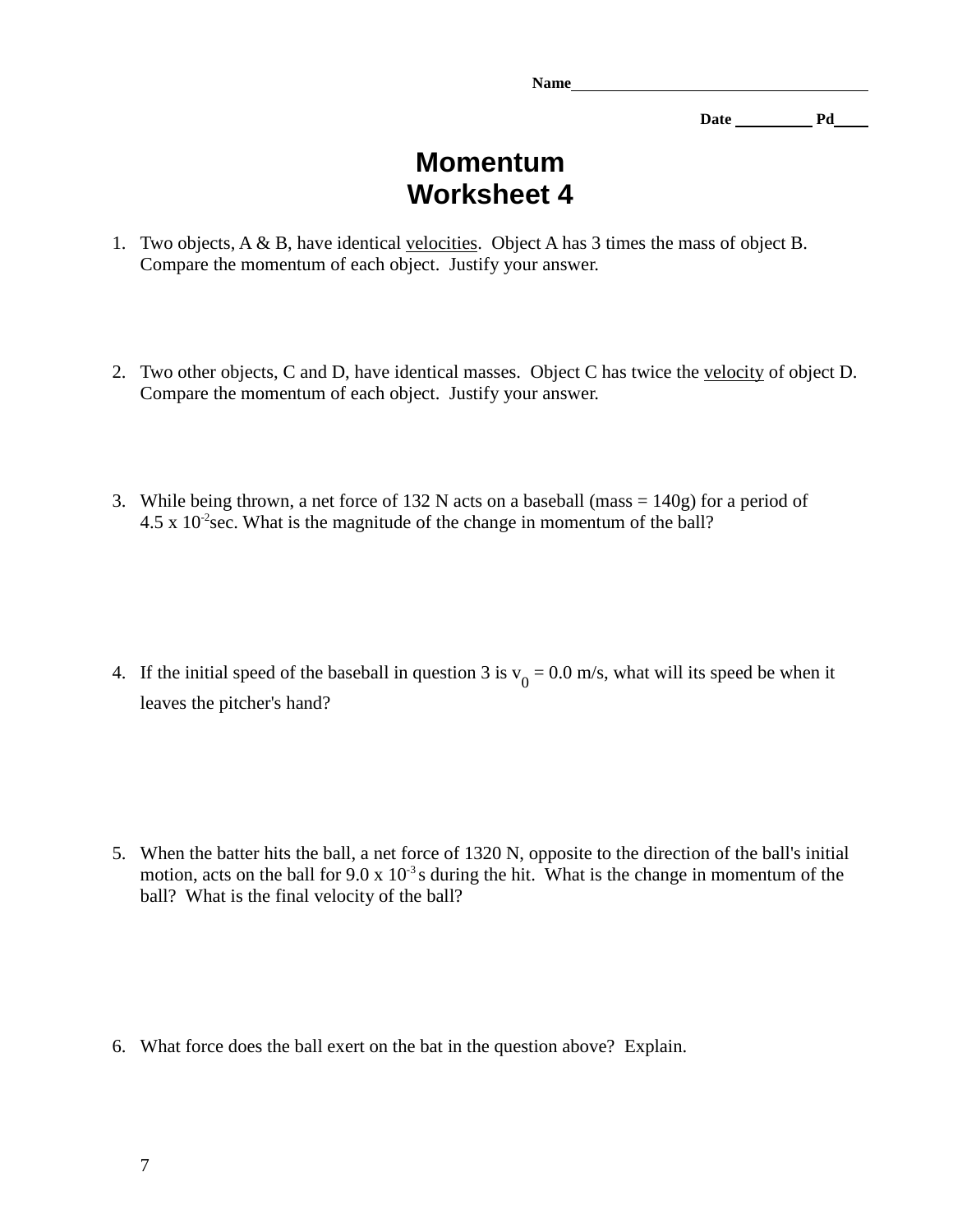**Name**\_\_\_\_\_\_\_\_\_\_\_\_\_\_\_\_\_\_\_\_\_\_\_\_\_\_\_\_\_\_\_\_\_\_\_\_

**Date** \_\_\_\_\_\_\_\_\_\_ **Pd**\_\_\_\_

# Momentum Worksheet 4

1. Two objects, A & B, have identical velocities. Object A has 3 times the mass of object B. Compare the momentum of each object. Justify your answer.

2. Two other objects, C and D, have identical masses. Object C has twice the velocity of object D. Compare the momentum of each object. Justify your answer.

3. While being thrown, a net force of 132 N acts on a baseball (mass = 140g) for a period of $4.5 \times 10^{-2}$sec. What is the magnitude of the change in momentum of the ball?

4. If the initial speed of the baseball in question 3 is $v_0 = 0.0$ m/s, what will its speed be when it leaves the pitcher's hand?

5. When the batter hits the ball, a net force of 1320 N, opposite to the direction of the ball's initial motion, acts on the ball for $9.0 \times 10^{-3}$ s during the hit. What is the change in momentum of the ball? What is the final velocity of the ball?

6. What force does the ball exert on the bat in the question above? Explain.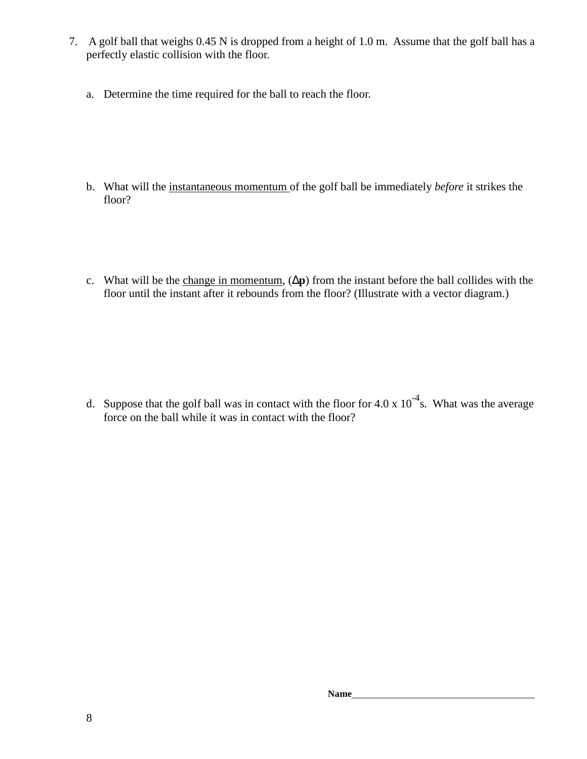7. A golf ball that weighs 0.45 N is dropped from a height of 1.0 m. Assume that the golf ball has a perfectly elastic collision with the floor.

   a. Determine the time required for the ball to reach the floor.

   b. What will the <u>instantaneous momentum</u> of the golf ball be immediately *before* it strikes the floor?

   c. What will be the <u>change in momentum</u>, ($\Delta$**p**) from the instant before the ball collides with the floor until the instant after it rebounds from the floor? (Illustrate with a vector diagram.)

   d. Suppose that the golf ball was in contact with the floor for $4.0 \times 10^{-4}$ s. What was the average force on the ball while it was in contact with the floor?

**Name**\_\_\_\_\_\_\_\_\_\_\_\_\_\_\_\_\_\_\_\_\_\_\_\_\_\_\_\_\_\_\_\_\_\_\_\_\_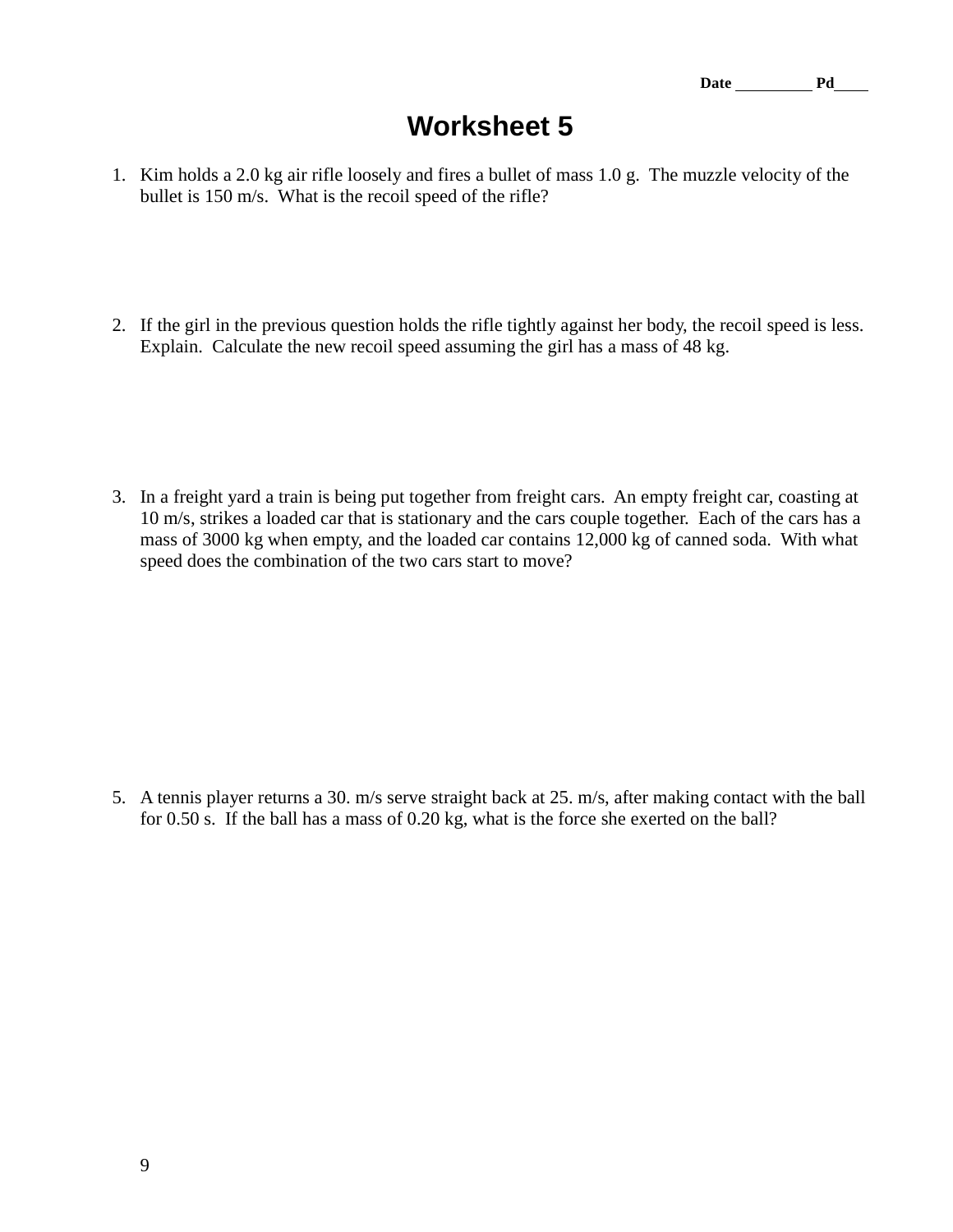Date __________ Pd____

# Worksheet 5

1. Kim holds a 2.0 kg air rifle loosely and fires a bullet of mass 1.0 g. The muzzle velocity of the bullet is 150 m/s. What is the recoil speed of the rifle?

2. If the girl in the previous question holds the rifle tightly against her body, the recoil speed is less. Explain. Calculate the new recoil speed assuming the girl has a mass of 48 kg.

3. In a freight yard a train is being put together from freight cars. An empty freight car, coasting at 10 m/s, strikes a loaded car that is stationary and the cars couple together. Each of the cars has a mass of 3000 kg when empty, and the loaded car contains 12,000 kg of canned soda. With what speed does the combination of the two cars start to move?

5. A tennis player returns a 30. m/s serve straight back at 25. m/s, after making contact with the ball for 0.50 s. If the ball has a mass of 0.20 kg, what is the force she exerted on the ball?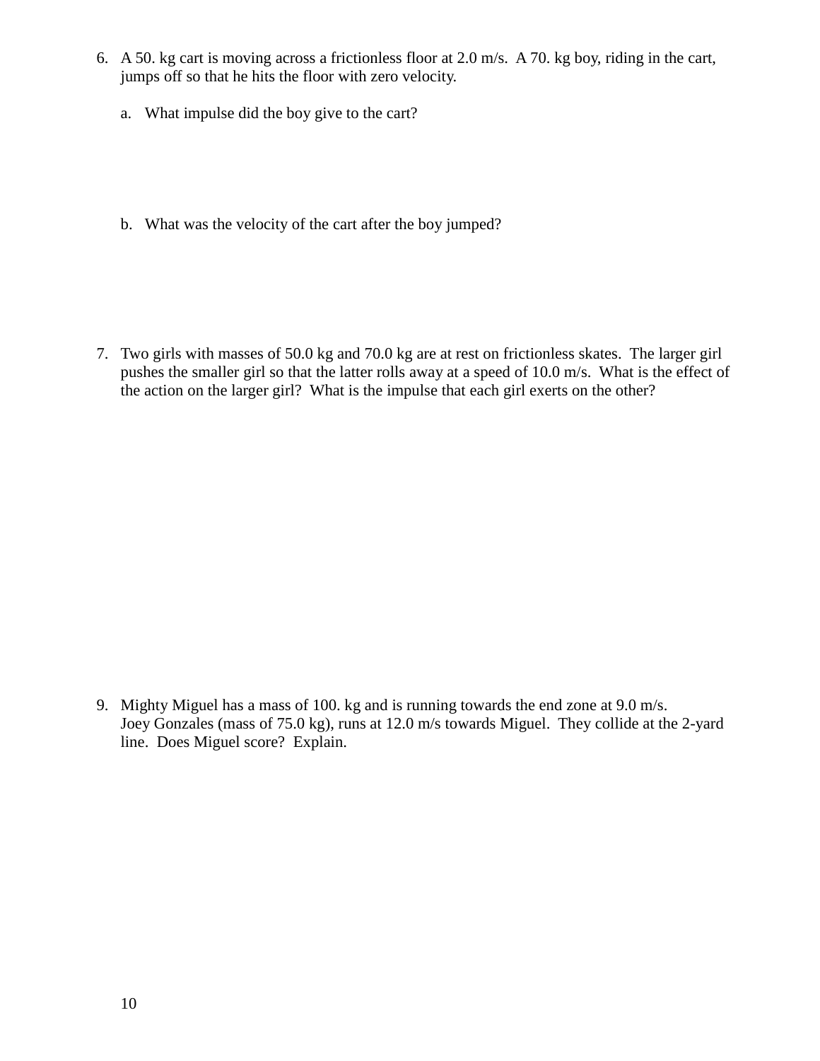6. A 50. kg cart is moving across a frictionless floor at 2.0 m/s. A 70. kg boy, riding in the cart, jumps off so that he hits the floor with zero velocity.

   a. What impulse did the boy give to the cart?

   b. What was the velocity of the cart after the boy jumped?

7. Two girls with masses of 50.0 kg and 70.0 kg are at rest on frictionless skates. The larger girl pushes the smaller girl so that the latter rolls away at a speed of 10.0 m/s. What is the effect of the action on the larger girl? What is the impulse that each girl exerts on the other?

9. Mighty Miguel has a mass of 100. kg and is running towards the end zone at 9.0 m/s. Joey Gonzales (mass of 75.0 kg), runs at 12.0 m/s towards Miguel. They collide at the 2-yard line. Does Miguel score? Explain.